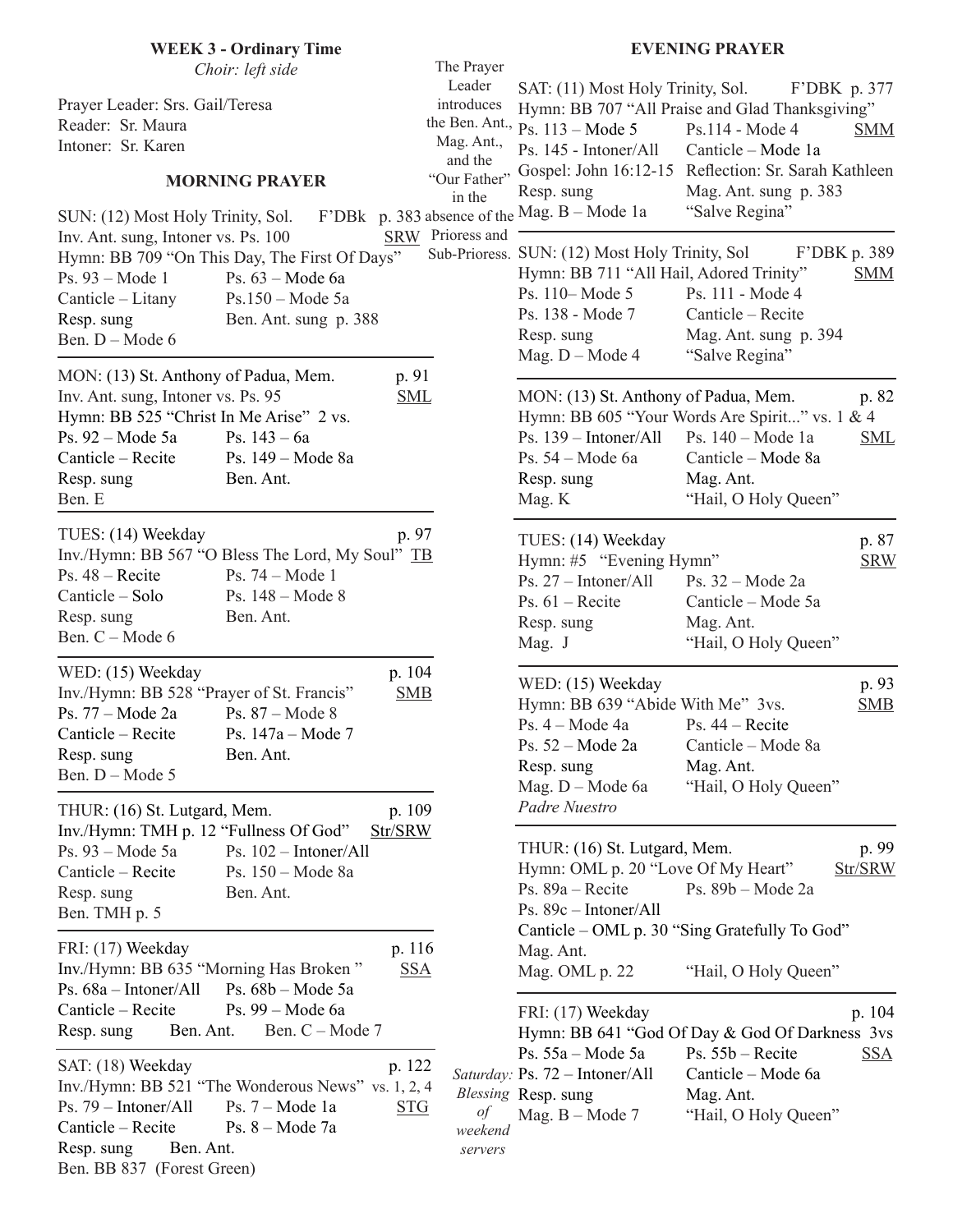### WEEK 3 - Ordinary Time

*Choir: left side*

Prayer Leader: Srs. Gail/Teresa
Reader: Sr. Maura
Intoner: Sr. Karen

The Prayer Leader introduces the Ben. Ant., Mag. Ant., and the "Our Father" in the absence of the Prioress and Sub-Prioress.

## MORNING PRAYER

SUN: (12) Most Holy Trinity, Sol. F'DBk p. 383
Inv. Ant. sung, Intoner vs. Ps. 100 SRW
Hymn: BB 709 "On This Day, The First Of Days"
Ps. 93 – Mode 1 Ps. 63 – Mode 6a
Canticle – Litany Ps.150 – Mode 5a
Resp. sung Ben. Ant. sung p. 388
Ben. D – Mode 6

---

MON: (13) St. Anthony of Padua, Mem. p. 91
Inv. Ant. sung, Intoner vs. Ps. 95 SML
Hymn: BB 525 "Christ In Me Arise" 2 vs.
Ps. 92 – Mode 5a Ps. 143 – 6a
Canticle – Recite Ps. 149 – Mode 8a
Resp. sung Ben. Ant.
Ben. E

---

TUES: (14) Weekday p. 97
Inv./Hymn: BB 567 "O Bless The Lord, My Soul" TB
Ps. 48 – Recite Ps. 74 – Mode 1
Canticle – Solo Ps. 148 – Mode 8
Resp. sung Ben. Ant.
Ben. C – Mode 6

---

WED: (15) Weekday p. 104
Inv./Hymn: BB 528 "Prayer of St. Francis" SMB
Ps. 77 – Mode 2a Ps. 87 – Mode 8
Canticle – Recite Ps. 147a – Mode 7
Resp. sung Ben. Ant.
Ben. D – Mode 5

---

THUR: (16) St. Lutgard, Mem. p. 109
Inv./Hymn: TMH p. 12 "Fullness Of God" Str/SRW
Ps. 93 – Mode 5a Ps. 102 – Intoner/All
Canticle – Recite Ps. 150 – Mode 8a
Resp. sung Ben. Ant.
Ben. TMH p. 5

---

FRI: (17) Weekday p. 116
Inv./Hymn: BB 635 "Morning Has Broken " SSA
Ps. 68a – Intoner/All Ps. 68b – Mode 5a
Canticle – Recite Ps. 99 – Mode 6a
Resp. sung Ben. Ant. Ben. C – Mode 7

---

SAT: (18) Weekday p. 122
Inv./Hymn: BB 521 "The Wonderous News" vs. 1, 2, 4
Ps. 79 – Intoner/All Ps. 7 – Mode 1a STG
Canticle – Recite Ps. 8 – Mode 7a
Resp. sung Ben. Ant.
Ben. BB 837 (Forest Green)

*Saturday: Blessing of weekend servers*

## EVENING PRAYER

SAT: (11) Most Holy Trinity, Sol. F'DBK p. 377
Hymn: BB 707 "All Praise and Glad Thanksgiving"
Ps. 113 – Mode 5 Ps.114 - Mode 4 SMM
Ps. 145 - Intoner/All Canticle – Mode 1a
Gospel: John 16:12-15 Reflection: Sr. Sarah Kathleen
Resp. sung Mag. Ant. sung p. 383
Mag. B – Mode 1a "Salve Regina"

---

SUN: (12) Most Holy Trinity, Sol F'DBK p. 389
Hymn: BB 711 "All Hail, Adored Trinity" SMM
Ps. 110– Mode 5 Ps. 111 - Mode 4
Ps. 138 - Mode 7 Canticle – Recite
Resp. sung Mag. Ant. sung p. 394
Mag. D – Mode 4 "Salve Regina"

---

MON: (13) St. Anthony of Padua, Mem. p. 82
Hymn: BB 605 "Your Words Are Spirit..." vs. 1 & 4
Ps. 139 – Intoner/All Ps. 140 – Mode 1a SML
Ps. 54 – Mode 6a Canticle – Mode 8a
Resp. sung Mag. Ant.
Mag. K "Hail, O Holy Queen"

---

TUES: (14) Weekday p. 87
Hymn: #5 "Evening Hymn" SRW
Ps. 27 – Intoner/All Ps. 32 – Mode 2a
Ps. 61 – Recite Canticle – Mode 5a
Resp. sung Mag. Ant.
Mag. J "Hail, O Holy Queen"

---

WED: (15) Weekday p. 93
Hymn: BB 639 "Abide With Me" 3vs. SMB
Ps. 4 – Mode 4a Ps. 44 – Recite
Ps. 52 – Mode 2a Canticle – Mode 8a
Resp. sung Mag. Ant.
Mag. D – Mode 6a "Hail, O Holy Queen"
*Padre Nuestro*

---

THUR: (16) St. Lutgard, Mem. p. 99
Hymn: OML p. 20 "Love Of My Heart" Str/SRW
Ps. 89a – Recite Ps. 89b – Mode 2a
Ps. 89c – Intoner/All
Canticle – OML p. 30 "Sing Gratefully To God"
Mag. Ant.
Mag. OML p. 22 "Hail, O Holy Queen"

---

FRI: (17) Weekday p. 104
Hymn: BB 641 "God Of Day & God Of Darkness 3vs
Ps. 55a – Mode 5a Ps. 55b – Recite SSA
Ps. 72 – Intoner/All Canticle – Mode 6a
Resp. sung Mag. Ant.
Mag. B – Mode 7 "Hail, O Holy Queen"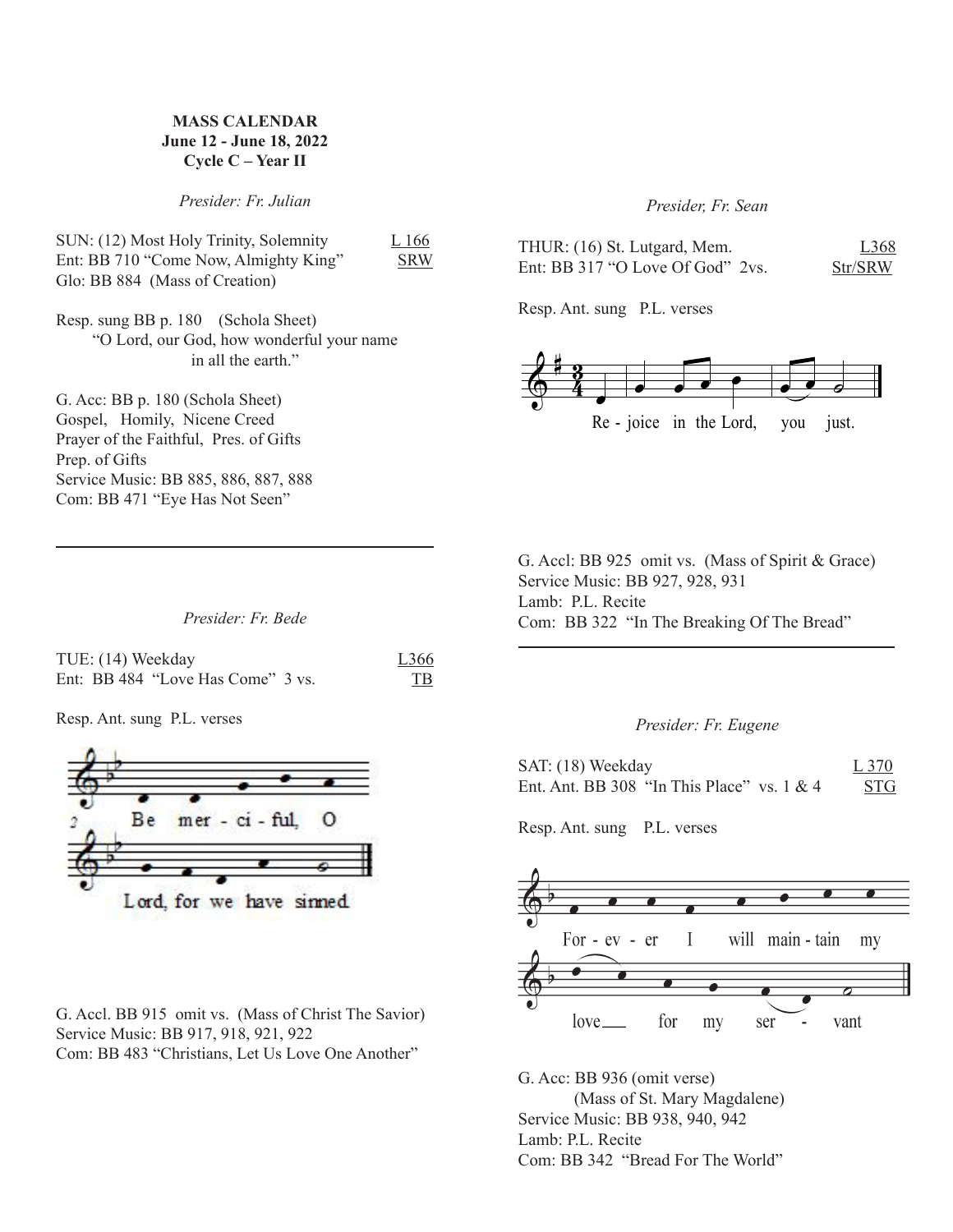**MASS CALENDAR**
**June 12 - June 18, 2022**
**Cycle C – Year II**

*Presider: Fr. Julian*

SUN: (12) Most Holy Trinity, Solemnity L 166
Ent: BB 710 "Come Now, Almighty King" SRW
Glo: BB 884 (Mass of Creation)

Resp. sung BB p. 180 (Schola Sheet)
"O Lord, our God, how wonderful your name in all the earth."

G. Acc: BB p. 180 (Schola Sheet)
Gospel, Homily, Nicene Creed
Prayer of the Faithful, Pres. of Gifts
Prep. of Gifts
Service Music: BB 885, 886, 887, 888
Com: BB 471 "Eye Has Not Seen"

---

*Presider: Fr. Bede*

TUE: (14) Weekday L366
Ent: BB 484 "Love Has Come" 3 vs. TB

Resp. Ant. sung P.L. verses

Be mer - ci - ful, O Lord, for we have sinned.

G. Accl. BB 915 omit vs. (Mass of Christ The Savior)
Service Music: BB 917, 918, 921, 922
Com: BB 483 "Christians, Let Us Love One Another"

*Presider, Fr. Sean*

THUR: (16) St. Lutgard, Mem. L368
Ent: BB 317 "O Love Of God" 2vs. Str/SRW

Resp. Ant. sung P.L. verses

Re - joice in the Lord, you just.

G. Accl: BB 925 omit vs. (Mass of Spirit & Grace)
Service Music: BB 927, 928, 931
Lamb: P.L. Recite
Com: BB 322 "In The Breaking Of The Bread"

---

*Presider: Fr. Eugene*

SAT: (18) Weekday L 370
Ent. Ant. BB 308 "In This Place" vs. 1 & 4 STG

Resp. Ant. sung P.L. verses

For - ev - er I will main - tain my love for my ser - vant

G. Acc: BB 936 (omit verse)
(Mass of St. Mary Magdalene)
Service Music: BB 938, 940, 942
Lamb: P.L. Recite
Com: BB 342 "Bread For The World"